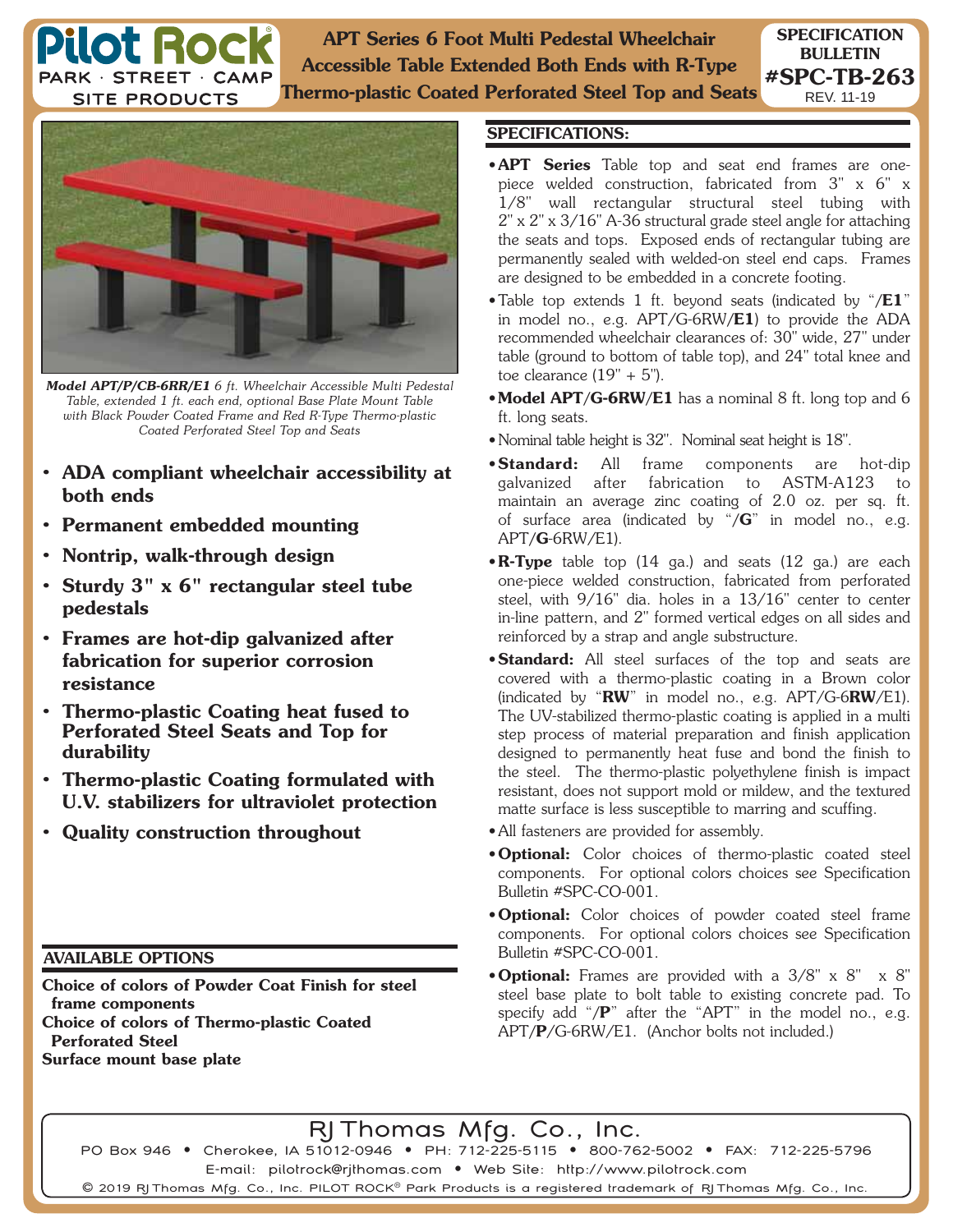**Pilot Rock**
PARK · STREET · CAMP SITE PRODUCTS

# APT Series 6 Foot Multi Pedestal Wheelchair Accessible Table Extended Both Ends with R-Type Thermo-plastic Coated Perforated Steel Top and Seats

**SPECIFICATION BULLETIN #SPC-TB-263**
REV. 11-19

***Model APT/P/CB-6RR/E1*** *6 ft. Wheelchair Accessible Multi Pedestal Table, extended 1 ft. each end, optional Base Plate Mount Table with Black Powder Coated Frame and Red R-Type Thermo-plastic Coated Perforated Steel Top and Seats*

- **ADA compliant wheelchair accessibility at both ends**
- **Permanent embedded mounting**
- **Nontrip, walk-through design**
- **Sturdy 3" x 6" rectangular steel tube pedestals**
- **Frames are hot-dip galvanized after fabrication for superior corrosion resistance**
- **Thermo-plastic Coating heat fused to Perforated Steel Seats and Top for durability**
- **Thermo-plastic Coating formulated with U.V. stabilizers for ultraviolet protection**
- **Quality construction throughout**

## AVAILABLE OPTIONS

**Choice of colors of Powder Coat Finish for steel frame components**
**Choice of colors of Thermo-plastic Coated Perforated Steel**
**Surface mount base plate**

## SPECIFICATIONS:

- **APT Series** Table top and seat end frames are one-piece welded construction, fabricated from 3" x 6" x 1/8" wall rectangular structural steel tubing with 2" x 2" x 3/16" A-36 structural grade steel angle for attaching the seats and tops. Exposed ends of rectangular tubing are permanently sealed with welded-on steel end caps. Frames are designed to be embedded in a concrete footing.
- Table top extends 1 ft. beyond seats (indicated by "/**E1**" in model no., e.g. APT/G-6RW/**E1**) to provide the ADA recommended wheelchair clearances of: 30" wide, 27" under table (ground to bottom of table top), and 24" total knee and toe clearance (19" + 5").
- **Model APT/G-6RW/E1** has a nominal 8 ft. long top and 6 ft. long seats.
- Nominal table height is 32". Nominal seat height is 18".
- **Standard:** All frame components are hot-dip galvanized after fabrication to ASTM-A123 to maintain an average zinc coating of 2.0 oz. per sq. ft. of surface area (indicated by "/**G**" in model no., e.g. APT/**G**-6RW/E1).
- **R-Type** table top (14 ga.) and seats (12 ga.) are each one-piece welded construction, fabricated from perforated steel, with 9/16" dia. holes in a 13/16" center to center in-line pattern, and 2" formed vertical edges on all sides and reinforced by a strap and angle substructure.
- **Standard:** All steel surfaces of the top and seats are covered with a thermo-plastic coating in a Brown color (indicated by "**RW**" in model no., e.g. APT/G-6**RW**/E1). The UV-stabilized thermo-plastic coating is applied in a multi step process of material preparation and finish application designed to permanently heat fuse and bond the finish to the steel. The thermo-plastic polyethylene finish is impact resistant, does not support mold or mildew, and the textured matte surface is less susceptible to marring and scuffing.
- All fasteners are provided for assembly.
- **Optional:** Color choices of thermo-plastic coated steel components. For optional colors choices see Specification Bulletin #SPC-CO-001.
- **Optional:** Color choices of powder coated steel frame components. For optional colors choices see Specification Bulletin #SPC-CO-001.
- **Optional:** Frames are provided with a 3/8" x 8" x 8" steel base plate to bolt table to existing concrete pad. To specify add "/**P**" after the "APT" in the model no., e.g. APT/**P**/G-6RW/E1. (Anchor bolts not included.)

RJ Thomas Mfg. Co., Inc.
PO Box 946 • Cherokee, IA 51012-0946 • PH: 712-225-5115 • 800-762-5002 • FAX: 712-225-5796
E-mail: pilotrock@rjthomas.com • Web Site: http://www.pilotrock.com
© 2019 RJ Thomas Mfg. Co., Inc. PILOT ROCK® Park Products is a registered trademark of RJ Thomas Mfg. Co., Inc.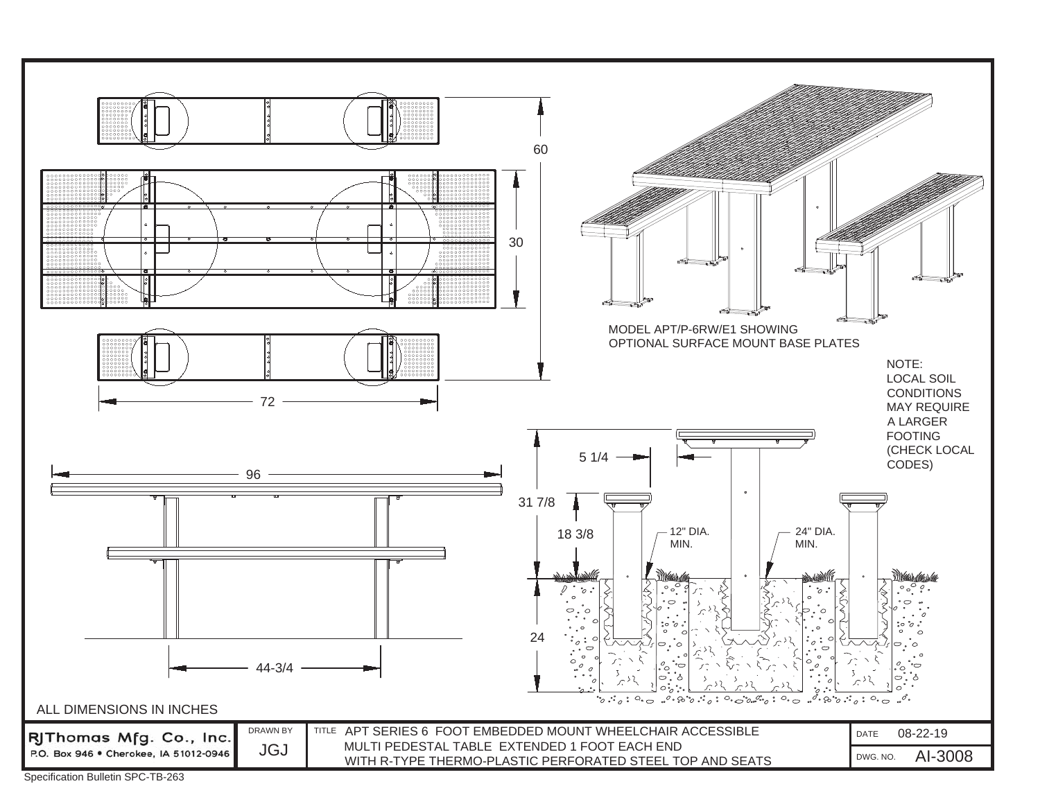60

30

72

MODEL APT/P-6RW/E1 SHOWING
OPTIONAL SURFACE MOUNT BASE PLATES

NOTE:
LOCAL SOIL
CONDITIONS
MAY REQUIRE
A LARGER
FOOTING
(CHECK LOCAL
CODES)

96

5 1/4

31 7/8

18 3/8

12" DIA.
MIN.

24" DIA.
MIN.

24

44-3/4

ALL DIMENSIONS IN INCHES

| | | | |
|---|---|---|---|
| RJThomas Mfg. Co., Inc.<br>P.O. Box 946 • Cherokee, IA 51012-0946 | DRAWN BY<br>JGJ | TITLE APT SERIES 6 FOOT EMBEDDED MOUNT WHEELCHAIR ACCESSIBLE MULTI PEDESTAL TABLE EXTENDED 1 FOOT EACH END WITH R-TYPE THERMO-PLASTIC PERFORATED STEEL TOP AND SEATS | DATE 08-22-19<br>DWG. NO. AI-3008 |

Specification Bulletin SPC-TB-263